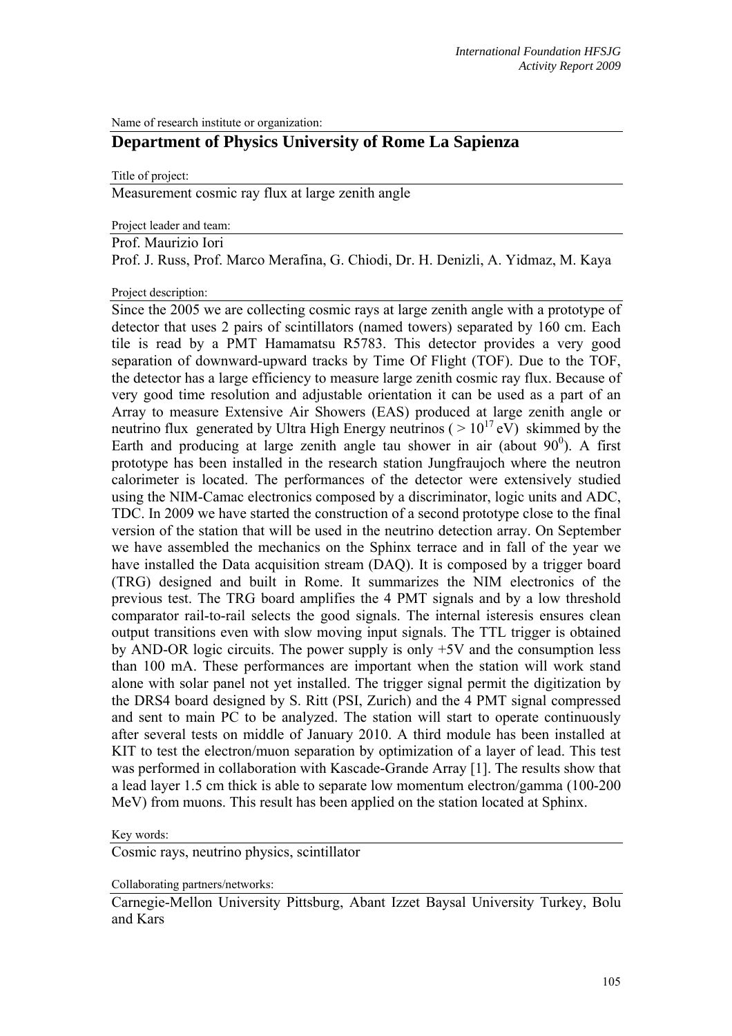Name of research institute or organization:

# Department of Physics University of Rome La Sapienza

Title of project:

Measurement cosmic ray flux at large zenith angle

Project leader and team:

Prof. Maurizio Iori

Prof. J. Russ, Prof. Marco Merafina, G. Chiodi, Dr. H. Denizli, A. Yidmaz, M. Kaya

Project description:

Since the 2005 we are collecting cosmic rays at large zenith angle with a prototype of detector that uses 2 pairs of scintillators (named towers) separated by 160 cm. Each tile is read by a PMT Hamamatsu R5783. This detector provides a very good separation of downward-upward tracks by Time Of Flight (TOF). Due to the TOF, the detector has a large efficiency to measure large zenith cosmic ray flux. Because of very good time resolution and adjustable orientation it can be used as a part of an Array to measure Extensive Air Showers (EAS) produced at large zenith angle or neutrino flux generated by Ultra High Energy neutrinos ( $> 10^{17}$ eV) skimmed by the Earth and producing at large zenith angle tau shower in air (about $90^0$). A first prototype has been installed in the research station Jungfraujoch where the neutron calorimeter is located. The performances of the detector were extensively studied using the NIM-Camac electronics composed by a discriminator, logic units and ADC, TDC. In 2009 we have started the construction of a second prototype close to the final version of the station that will be used in the neutrino detection array. On September we have assembled the mechanics on the Sphinx terrace and in fall of the year we have installed the Data acquisition stream (DAQ). It is composed by a trigger board (TRG) designed and built in Rome. It summarizes the NIM electronics of the previous test. The TRG board amplifies the 4 PMT signals and by a low threshold comparator rail-to-rail selects the good signals. The internal isteresis ensures clean output transitions even with slow moving input signals. The TTL trigger is obtained by AND-OR logic circuits. The power supply is only +5V and the consumption less than 100 mA. These performances are important when the station will work stand alone with solar panel not yet installed. The trigger signal permit the digitization by the DRS4 board designed by S. Ritt (PSI, Zurich) and the 4 PMT signal compressed and sent to main PC to be analyzed. The station will start to operate continuously after several tests on middle of January 2010. A third module has been installed at KIT to test the electron/muon separation by optimization of a layer of lead. This test was performed in collaboration with Kascade-Grande Array [1]. The results show that a lead layer 1.5 cm thick is able to separate low momentum electron/gamma (100-200 MeV) from muons. This result has been applied on the station located at Sphinx.

Key words:

Cosmic rays, neutrino physics, scintillator

Collaborating partners/networks:

Carnegie-Mellon University Pittsburg, Abant Izzet Baysal University Turkey, Bolu and Kars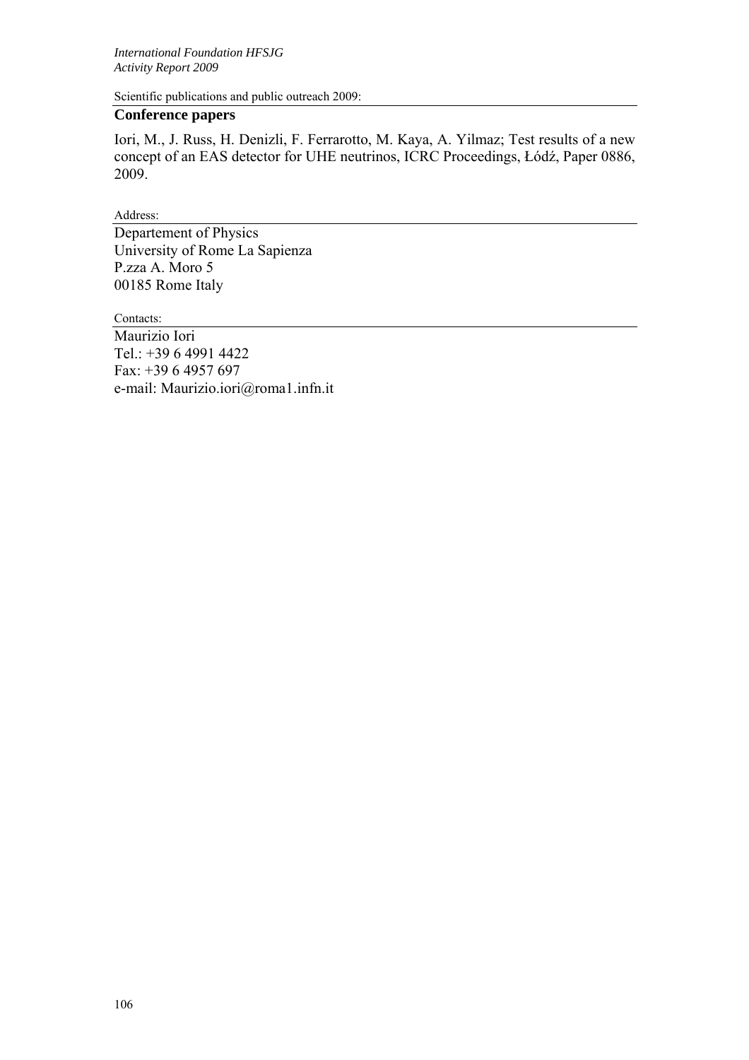Scientific publications and public outreach 2009:

## Conference papers

Iori, M., J. Russ, H. Denizli, F. Ferrarotto, M. Kaya, A. Yilmaz; Test results of a new concept of an EAS detector for UHE neutrinos, ICRC Proceedings, Łódź, Paper 0886, 2009.

Address:

Departement of Physics
University of Rome La Sapienza
P.zza A. Moro 5
00185 Rome Italy

Contacts:

Maurizio Iori
Tel.: +39 6 4991 4422
Fax: +39 6 4957 697
e-mail: Maurizio.iori@roma1.infn.it